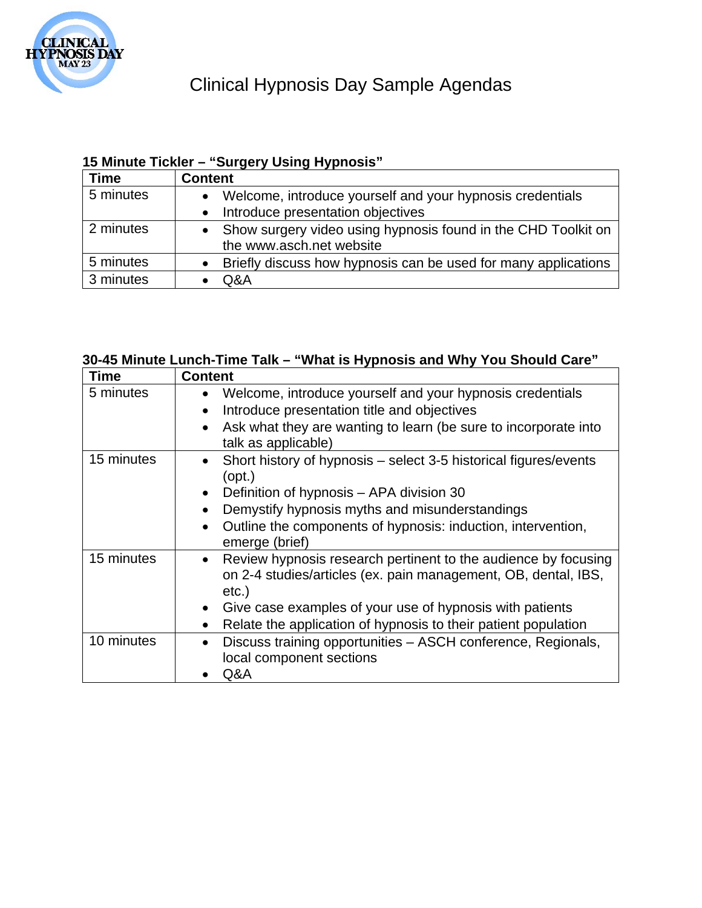# Clinical Hypnosis Day Sample Agendas

**15 Minute Tickler – "Surgery Using Hypnosis"**

| Time | Content |
| --- | --- |
| 5 minutes | • Welcome, introduce yourself and your hypnosis credentials<br>• Introduce presentation objectives |
| 2 minutes | • Show surgery video using hypnosis found in the CHD Toolkit on the www.asch.net website |
| 5 minutes | • Briefly discuss how hypnosis can be used for many applications |
| 3 minutes | • Q&A |

**30-45 Minute Lunch-Time Talk – "What is Hypnosis and Why You Should Care"**

| Time | Content |
| --- | --- |
| 5 minutes | • Welcome, introduce yourself and your hypnosis credentials<br>• Introduce presentation title and objectives<br>• Ask what they are wanting to learn (be sure to incorporate into talk as applicable) |
| 15 minutes | • Short history of hypnosis – select 3-5 historical figures/events (opt.)<br>• Definition of hypnosis – APA division 30<br>• Demystify hypnosis myths and misunderstandings<br>• Outline the components of hypnosis: induction, intervention, emerge (brief) |
| 15 minutes | • Review hypnosis research pertinent to the audience by focusing on 2-4 studies/articles (ex. pain management, OB, dental, IBS, etc.)<br>• Give case examples of your use of hypnosis with patients<br>• Relate the application of hypnosis to their patient population |
| 10 minutes | • Discuss training opportunities – ASCH conference, Regionals, local component sections<br>• Q&A |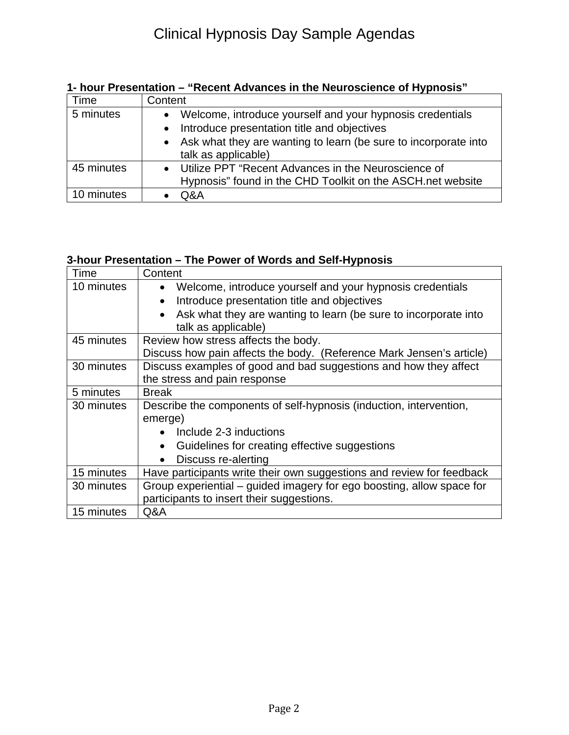# Clinical Hypnosis Day Sample Agendas

**1- hour Presentation – “Recent Advances in the Neuroscience of Hypnosis”**

| Time | Content |
| --- | --- |
| 5 minutes | • Welcome, introduce yourself and your hypnosis credentials<br>• Introduce presentation title and objectives<br>• Ask what they are wanting to learn (be sure to incorporate into talk as applicable) |
| 45 minutes | • Utilize PPT “Recent Advances in the Neuroscience of Hypnosis” found in the CHD Toolkit on the ASCH.net website |
| 10 minutes | • Q&A |

**3-hour Presentation – The Power of Words and Self-Hypnosis**

| Time | Content |
| --- | --- |
| 10 minutes | • Welcome, introduce yourself and your hypnosis credentials<br>• Introduce presentation title and objectives<br>• Ask what they are wanting to learn (be sure to incorporate into talk as applicable) |
| 45 minutes | Review how stress affects the body.<br>Discuss how pain affects the body. (Reference Mark Jensen’s article) |
| 30 minutes | Discuss examples of good and bad suggestions and how they affect the stress and pain response |
| 5 minutes | Break |
| 30 minutes | Describe the components of self-hypnosis (induction, intervention, emerge)<br>• Include 2-3 inductions<br>• Guidelines for creating effective suggestions<br>• Discuss re-alerting |
| 15 minutes | Have participants write their own suggestions and review for feedback |
| 30 minutes | Group experiential – guided imagery for ego boosting, allow space for participants to insert their suggestions. |
| 15 minutes | Q&A |